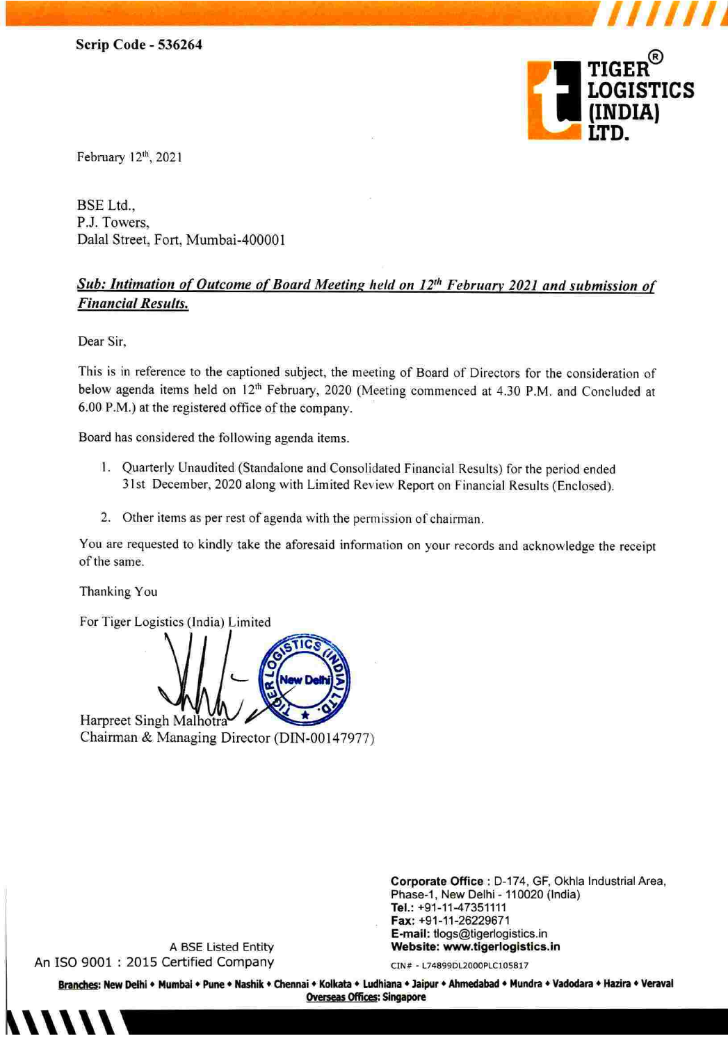Scrip Code - 536264

TIGER® LOGISTICS (INDIA) LTD.

February 12th, 2021

BSE Ltd.,
P.J. Towers,
Dalal Street, Fort, Mumbai-400001

***Sub: Intimation of Outcome of Board Meeting held on 12th February 2021 and submission of Financial Results.***

Dear Sir,

This is in reference to the captioned subject, the meeting of Board of Directors for the consideration of below agenda items held on 12th February, 2020 (Meeting commenced at 4.30 P.M. and Concluded at 6.00 P.M.) at the registered office of the company.

Board has considered the following agenda items.

1. Quarterly Unaudited (Standalone and Consolidated Financial Results) for the period ended 31st December, 2020 along with Limited Review Report on Financial Results (Enclosed).

2. Other items as per rest of agenda with the permission of chairman.

You are requested to kindly take the aforesaid information on your records and acknowledge the receipt of the same.

Thanking You

For Tiger Logistics (India) Limited

Harpreet Singh Malhotra
Chairman & Managing Director (DIN-00147977)

A BSE Listed Entity
An ISO 9001 : 2015 Certified Company

**Corporate Office** : D-174, GF, Okhla Industrial Area, Phase-1, New Delhi - 110020 (India)
**Tel.:** +91-11-47351111
**Fax:** +91-11-26229671
**E-mail:** tlogs@tigerlogistics.in
**Website: www.tigerlogistics.in**
CIN# - L74899DL2000PLC105817

**Branches:** New Delhi • Mumbai • Pune • Nashik • Chennai • Kolkata • Ludhiana • Jaipur • Ahmedabad • Mundra • Vadodara • Hazira • Veraval
**Overseas Offices:** Singapore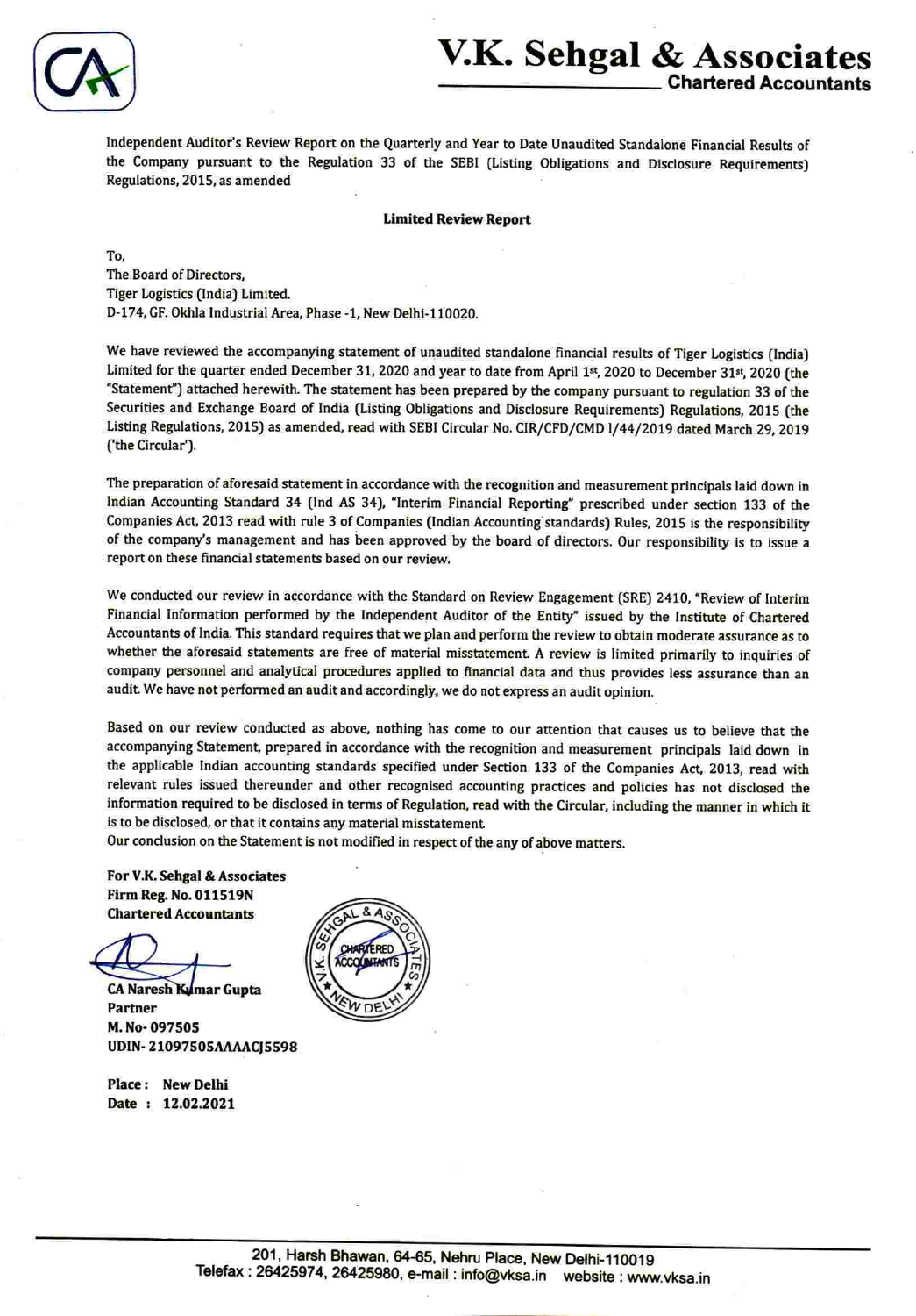# V.K. Sehgal & Associates

**Chartered Accountants**

Independent Auditor's Review Report on the Quarterly and Year to Date Unaudited Standalone Financial Results of the Company pursuant to the Regulation 33 of the SEBI (Listing Obligations and Disclosure Requirements) Regulations, 2015, as amended

**Limited Review Report**

To,
The Board of Directors,
Tiger Logistics (India) Limited.
D-174, GF. Okhla Industrial Area, Phase -1, New Delhi-110020.

We have reviewed the accompanying statement of unaudited standalone financial results of Tiger Logistics (India) Limited for the quarter ended December 31, 2020 and year to date from April 1st, 2020 to December 31st, 2020 (the "Statement") attached herewith. The statement has been prepared by the company pursuant to regulation 33 of the Securities and Exchange Board of India (Listing Obligations and Disclosure Requirements) Regulations, 2015 (the Listing Regulations, 2015) as amended, read with SEBI Circular No. CIR/CFD/CMD I/44/2019 dated March 29, 2019 ('the Circular').

The preparation of aforesaid statement in accordance with the recognition and measurement principals laid down in Indian Accounting Standard 34 (Ind AS 34), "Interim Financial Reporting" prescribed under section 133 of the Companies Act, 2013 read with rule 3 of Companies (Indian Accounting standards) Rules, 2015 is the responsibility of the company's management and has been approved by the board of directors. Our responsibility is to issue a report on these financial statements based on our review.

We conducted our review in accordance with the Standard on Review Engagement (SRE) 2410, "Review of Interim Financial Information performed by the Independent Auditor of the Entity" issued by the Institute of Chartered Accountants of India. This standard requires that we plan and perform the review to obtain moderate assurance as to whether the aforesaid statements are free of material misstatement. A review is limited primarily to inquiries of company personnel and analytical procedures applied to financial data and thus provides less assurance than an audit. We have not performed an audit and accordingly, we do not express an audit opinion.

Based on our review conducted as above, nothing has come to our attention that causes us to believe that the accompanying Statement, prepared in accordance with the recognition and measurement principals laid down in the applicable Indian accounting standards specified under Section 133 of the Companies Act, 2013, read with relevant rules issued thereunder and other recognised accounting practices and policies has not disclosed the information required to be disclosed in terms of Regulation, read with the Circular, including the manner in which it is to be disclosed, or that it contains any material misstatement.
Our conclusion on the Statement is not modified in respect of the any of above matters.

**For V.K. Sehgal & Associates**
**Firm Reg. No. 011519N**
**Chartered Accountants**

**CA Naresh Kumar Gupta**
**Partner**
**M. No- 097505**
**UDIN- 21097505AAAACJ5598**

**Place : New Delhi**
**Date : 12.02.2021**

201, Harsh Bhawan, 64-65, Nehru Place, New Delhi-110019
Telefax : 26425974, 26425980, e-mail : info@vksa.in website : www.vksa.in